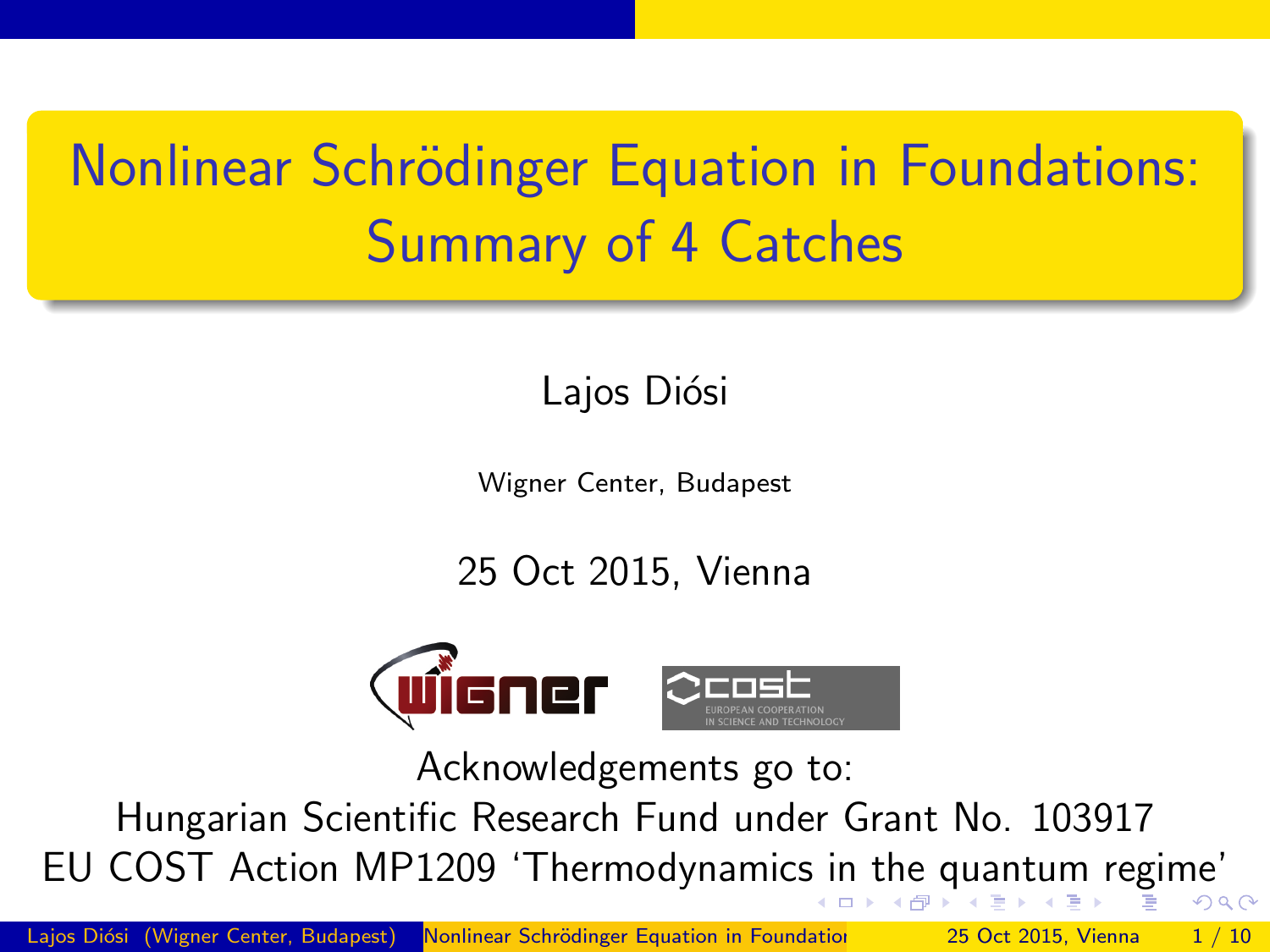# Nonlinear Schrödinger Equation in Foundations: Summary of 4 Catches

Lajos Diósi

Wigner Center, Budapest

25 Oct 2015, Vienna

Acknowledgements go to:

Hungarian Scientific Research Fund under Grant No. 103917

EU COST Action MP1209 ‘Thermodynamics in the quantum regime’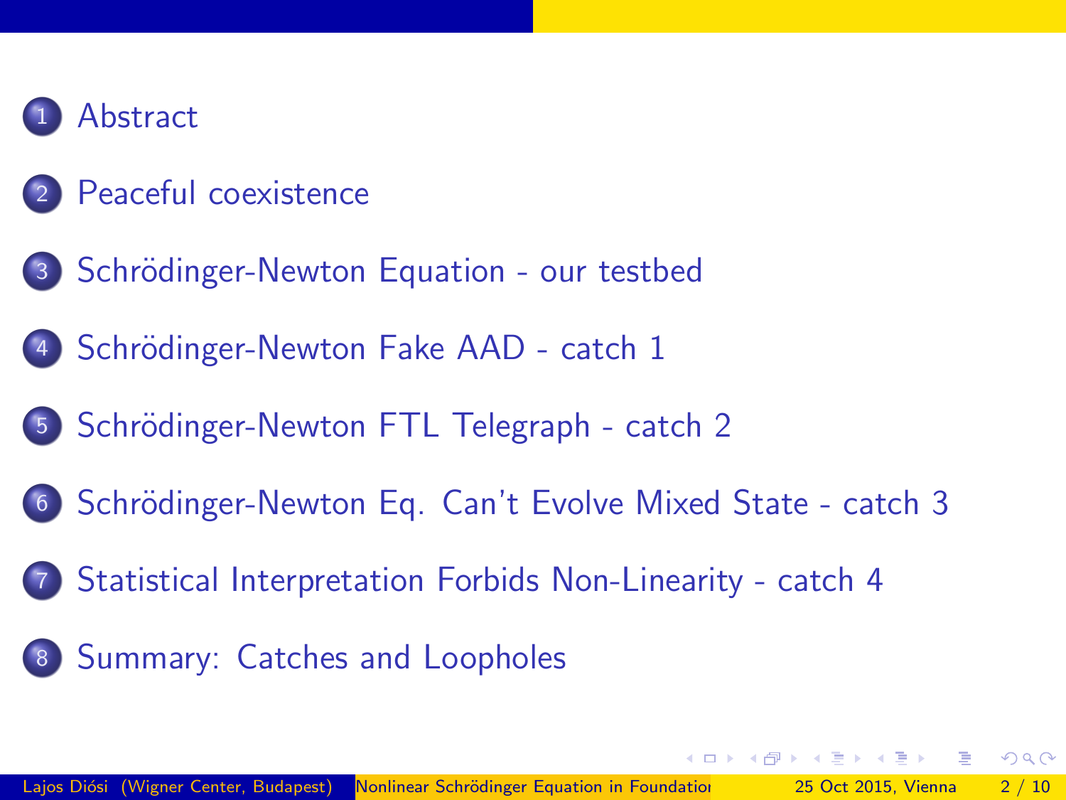1. Abstract
2. Peaceful coexistence
3. Schrödinger-Newton Equation - our testbed
4. Schrödinger-Newton Fake AAD - catch 1
5. Schrödinger-Newton FTL Telegraph - catch 2
6. Schrödinger-Newton Eq. Can't Evolve Mixed State - catch 3
7. Statistical Interpretation Forbids Non-Linearity - catch 4
8. Summary: Catches and Loopholes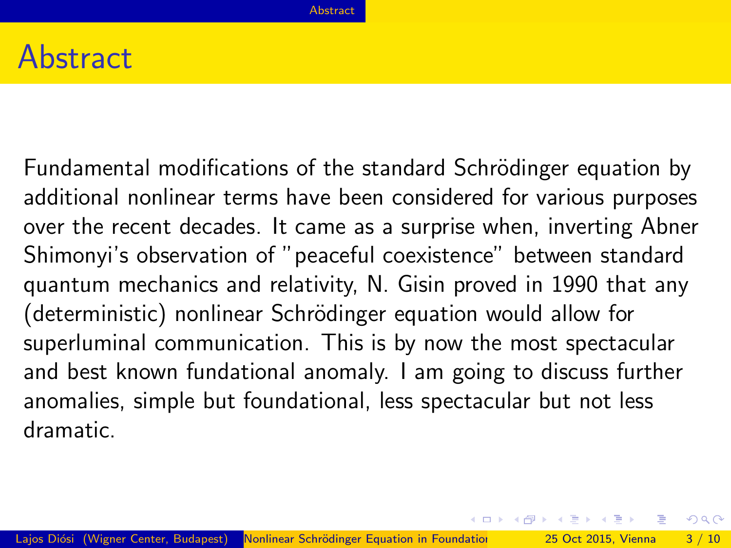# Abstract

Fundamental modifications of the standard Schrödinger equation by additional nonlinear terms have been considered for various purposes over the recent decades. It came as a surprise when, inverting Abner Shimonyi's observation of "peaceful coexistence" between standard quantum mechanics and relativity, N. Gisin proved in 1990 that any (deterministic) nonlinear Schrödinger equation would allow for superluminal communication. This is by now the most spectacular and best known fundational anomaly. I am going to discuss further anomalies, simple but foundational, less spectacular but not less dramatic.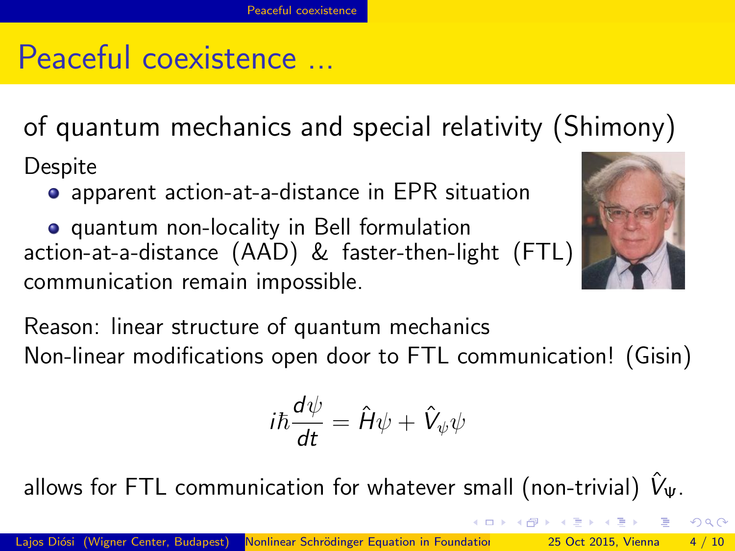# Peaceful coexistence ...

of quantum mechanics and special relativity (Shimony)

Despite

- apparent action-at-a-distance in EPR situation
- quantum non-locality in Bell formulation

action-at-a-distance (AAD) & faster-then-light (FTL) communication remain impossible.

Reason: linear structure of quantum mechanics
Non-linear modifications open door to FTL communication! (Gisin)

$$i\hbar\frac{d\psi}{dt} = \hat{H}\psi + \hat{V}_\psi\psi$$

allows for FTL communication for whatever small (non-trivial) $\hat{V}_\Psi$.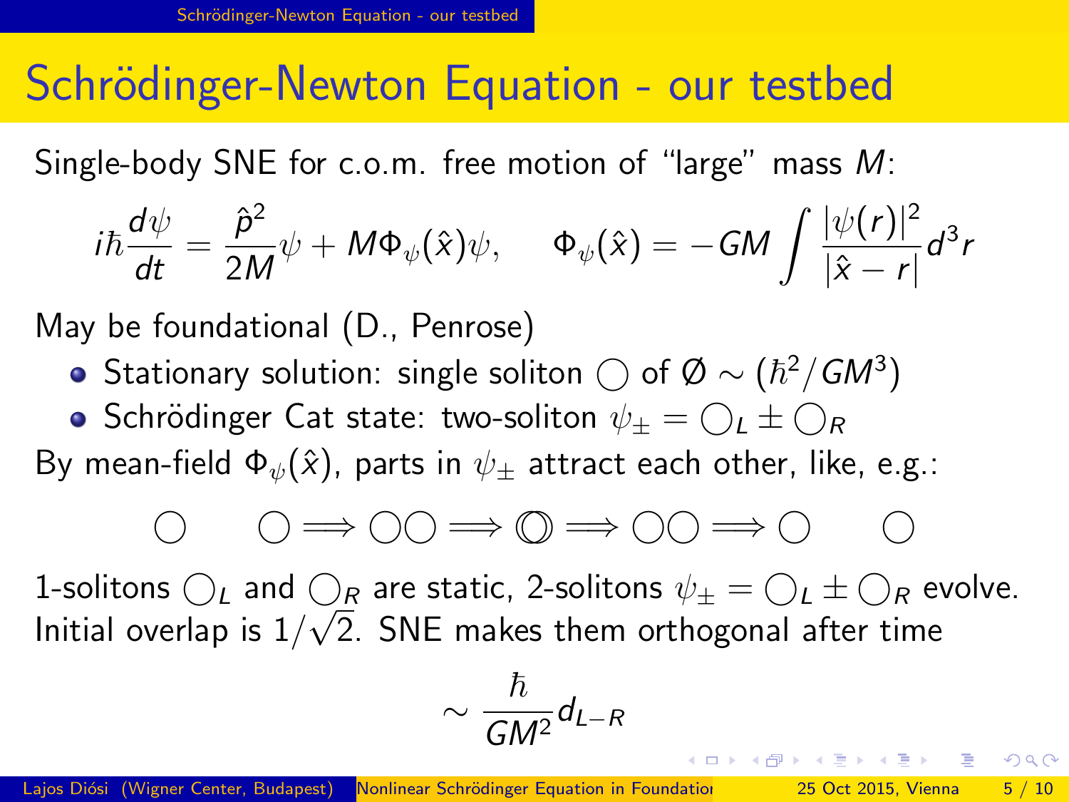# Schrödinger-Newton Equation - our testbed

Single-body SNE for c.o.m. free motion of "large" mass $M$:

$$i\hbar\frac{d\psi}{dt} = \frac{\hat{p}^2}{2M}\psi + M\Phi_\psi(\hat{x})\psi, \qquad \Phi_\psi(\hat{x}) = -GM\int\frac{|\psi(r)|^2}{|\hat{x}-r|}d^3r$$

May be foundational (D., Penrose)

- Stationary solution: single soliton $\bigcirc$ of $\text{Ø} \sim (\hbar^2/GM^3)$
- Schrödinger Cat state: two-soliton $\psi_\pm = \bigcirc_L \pm \bigcirc_R$

By mean-field $\Phi_\psi(\hat{x})$, parts in $\psi_\pm$ attract each other, like, e.g.:

$$\bigcirc \quad\quad \bigcirc \Longrightarrow \bigcirc\bigcirc \Longrightarrow \bigcirc\!\!\!\bigcirc \Longrightarrow \bigcirc\bigcirc \Longrightarrow \bigcirc \quad\quad \bigcirc$$

1-solitons $\bigcirc_L$ and $\bigcirc_R$ are static, 2-solitons $\psi_\pm = \bigcirc_L \pm \bigcirc_R$ evolve. Initial overlap is $1/\sqrt{2}$. SNE makes them orthogonal after time

$$\sim \frac{\hbar}{GM^2}d_{L-R}$$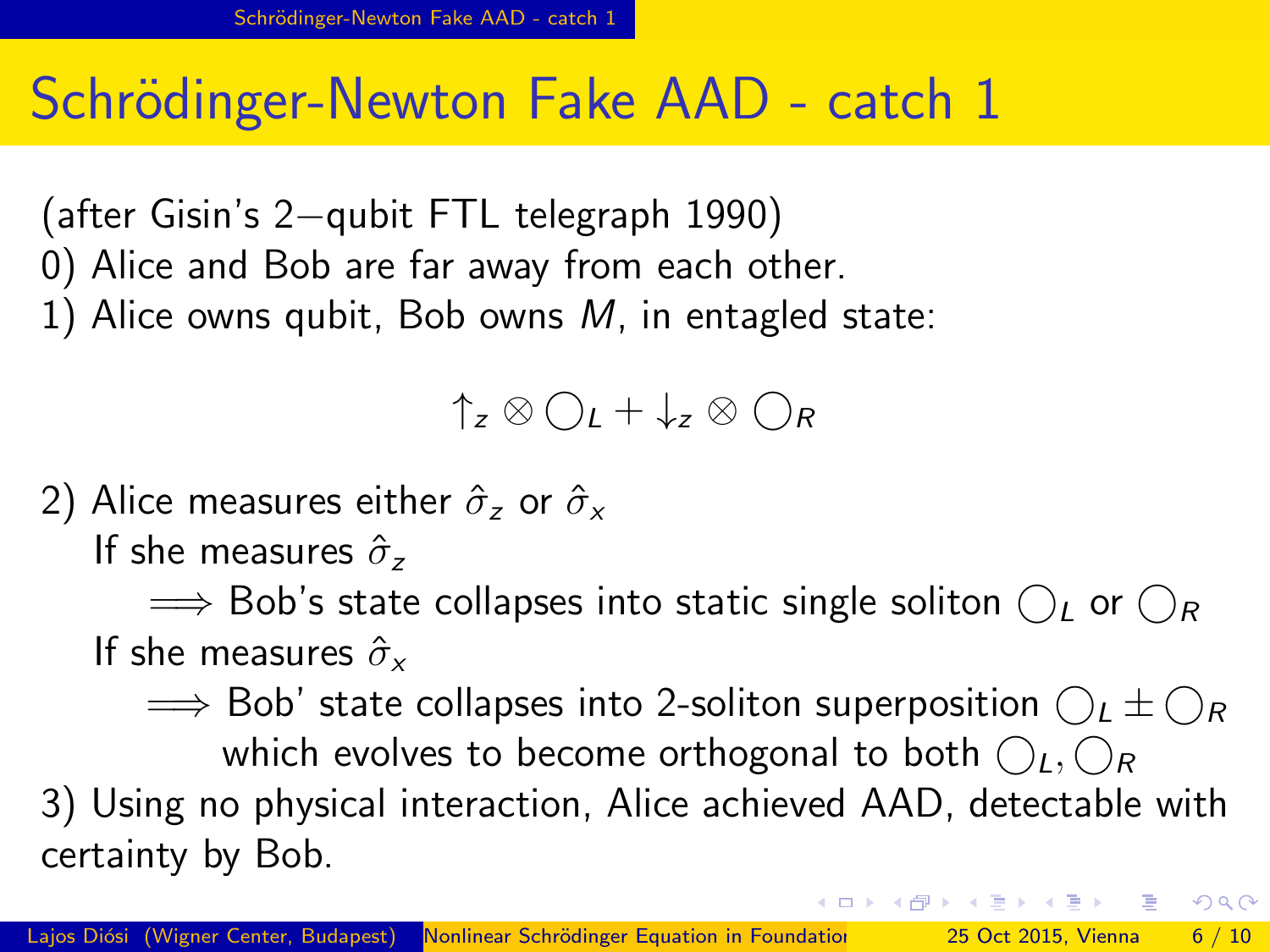# Schrödinger-Newton Fake AAD - catch 1

(after Gisin's 2−qubit FTL telegraph 1990)

0) Alice and Bob are far away from each other.

1) Alice owns qubit, Bob owns $M$, in entagled state:

$$\uparrow_z \otimes \bigcirc_L + \downarrow_z \otimes \bigcirc_R$$

2) Alice measures either $\hat{\sigma}_z$ or $\hat{\sigma}_x$

If she measures $\hat{\sigma}_z$

$\Longrightarrow$ Bob's state collapses into static single soliton $\bigcirc_L$ or $\bigcirc_R$

If she measures $\hat{\sigma}_x$

$\Longrightarrow$ Bob' state collapses into 2-soliton superposition $\bigcirc_L \pm \bigcirc_R$ which evolves to become orthogonal to both $\bigcirc_L, \bigcirc_R$

3) Using no physical interaction, Alice achieved AAD, detectable with certainty by Bob.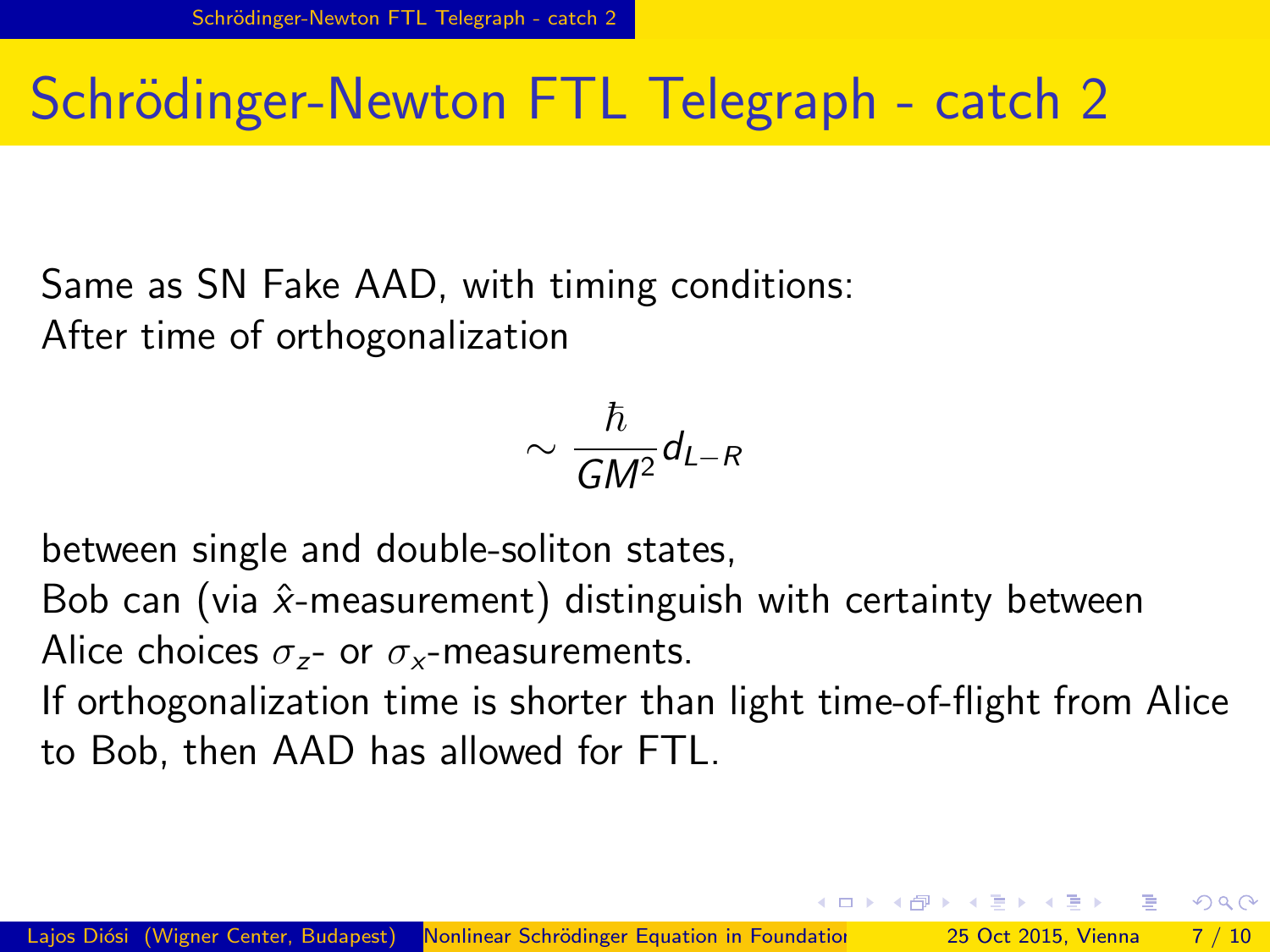# Schrödinger-Newton FTL Telegraph - catch 2

Same as SN Fake AAD, with timing conditions:
After time of orthogonalization

$$\sim \frac{\hbar}{GM^2} d_{L-R}$$

between single and double-soliton states,
Bob can (via $\hat{x}$-measurement) distinguish with certainty between Alice choices $\sigma_z$- or $\sigma_x$-measurements.
If orthogonalization time is shorter than light time-of-flight from Alice to Bob, then AAD has allowed for FTL.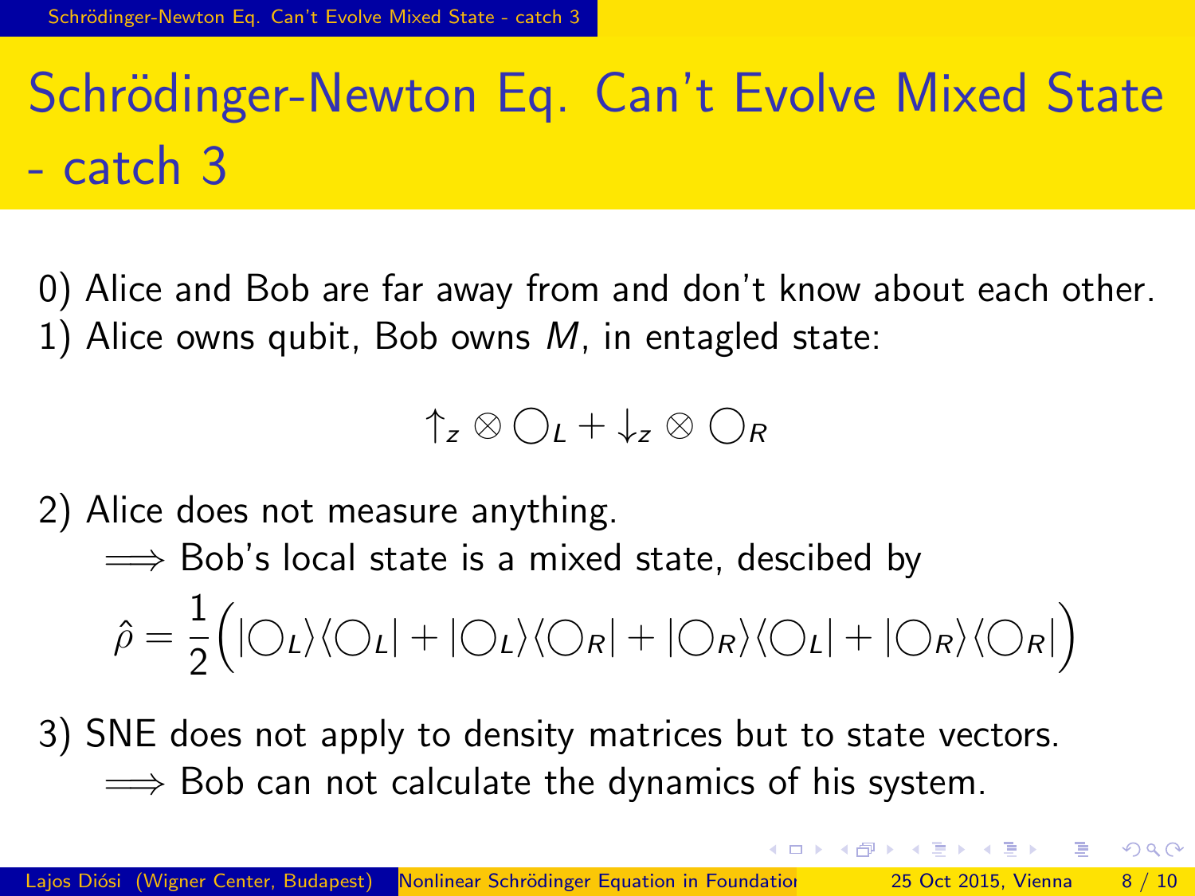# Schrödinger-Newton Eq. Can't Evolve Mixed State - catch 3

0) Alice and Bob are far away from and don't know about each other.
1) Alice owns qubit, Bob owns $M$, in entagled state:

$$\uparrow_z \otimes \bigcirc_L + \downarrow_z \otimes \bigcirc_R$$

2) Alice does not measure anything.
$\Longrightarrow$ Bob's local state is a mixed state, descibed by

$$\hat{\rho} = \frac{1}{2}\Big(|\bigcirc_L\rangle\langle\bigcirc_L| + |\bigcirc_L\rangle\langle\bigcirc_R| + |\bigcirc_R\rangle\langle\bigcirc_L| + |\bigcirc_R\rangle\langle\bigcirc_R|\Big)$$

3) SNE does not apply to density matrices but to state vectors.
$\Longrightarrow$ Bob can not calculate the dynamics of his system.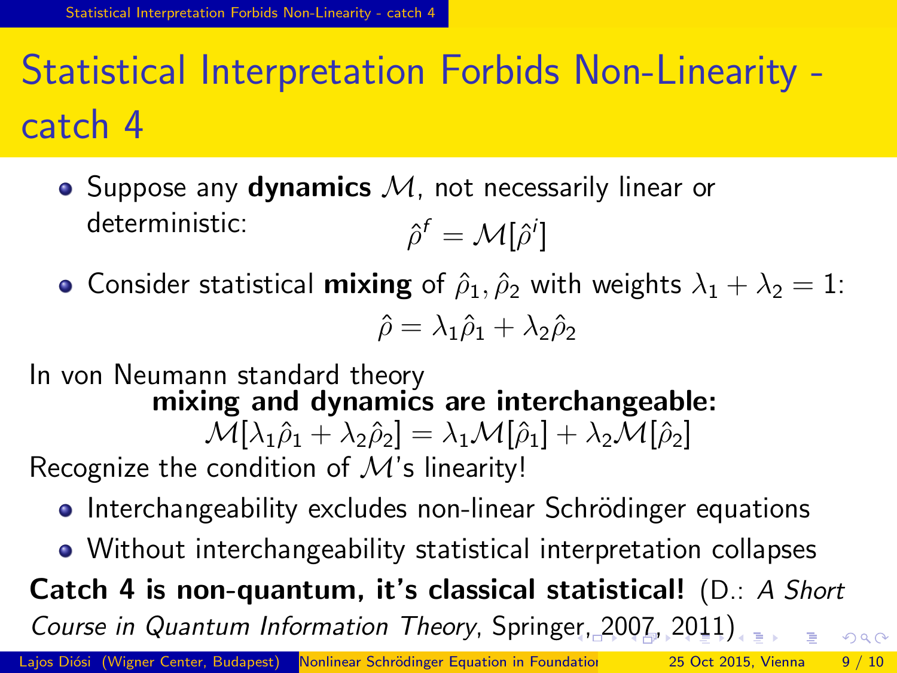# Statistical Interpretation Forbids Non-Linearity - catch 4

- Suppose any **dynamics** $\mathcal{M}$, not necessarily linear or deterministic:

$$\hat{\rho}^f = \mathcal{M}[\hat{\rho}^i]$$

- Consider statistical **mixing** of $\hat{\rho}_1, \hat{\rho}_2$ with weights $\lambda_1 + \lambda_2 = 1$:

$$\hat{\rho} = \lambda_1 \hat{\rho}_1 + \lambda_2 \hat{\rho}_2$$

In von Neumann standard theory

**mixing and dynamics are interchangeable:**

$$\mathcal{M}[\lambda_1 \hat{\rho}_1 + \lambda_2 \hat{\rho}_2] = \lambda_1 \mathcal{M}[\hat{\rho}_1] + \lambda_2 \mathcal{M}[\hat{\rho}_2]$$

Recognize the condition of $\mathcal{M}$'s linearity!

- Interchangeability excludes non-linear Schrödinger equations
- Without interchangeability statistical interpretation collapses

**Catch 4 is non-quantum, it's classical statistical!** (D.: *A Short Course in Quantum Information Theory*, Springer, 2007, 2011)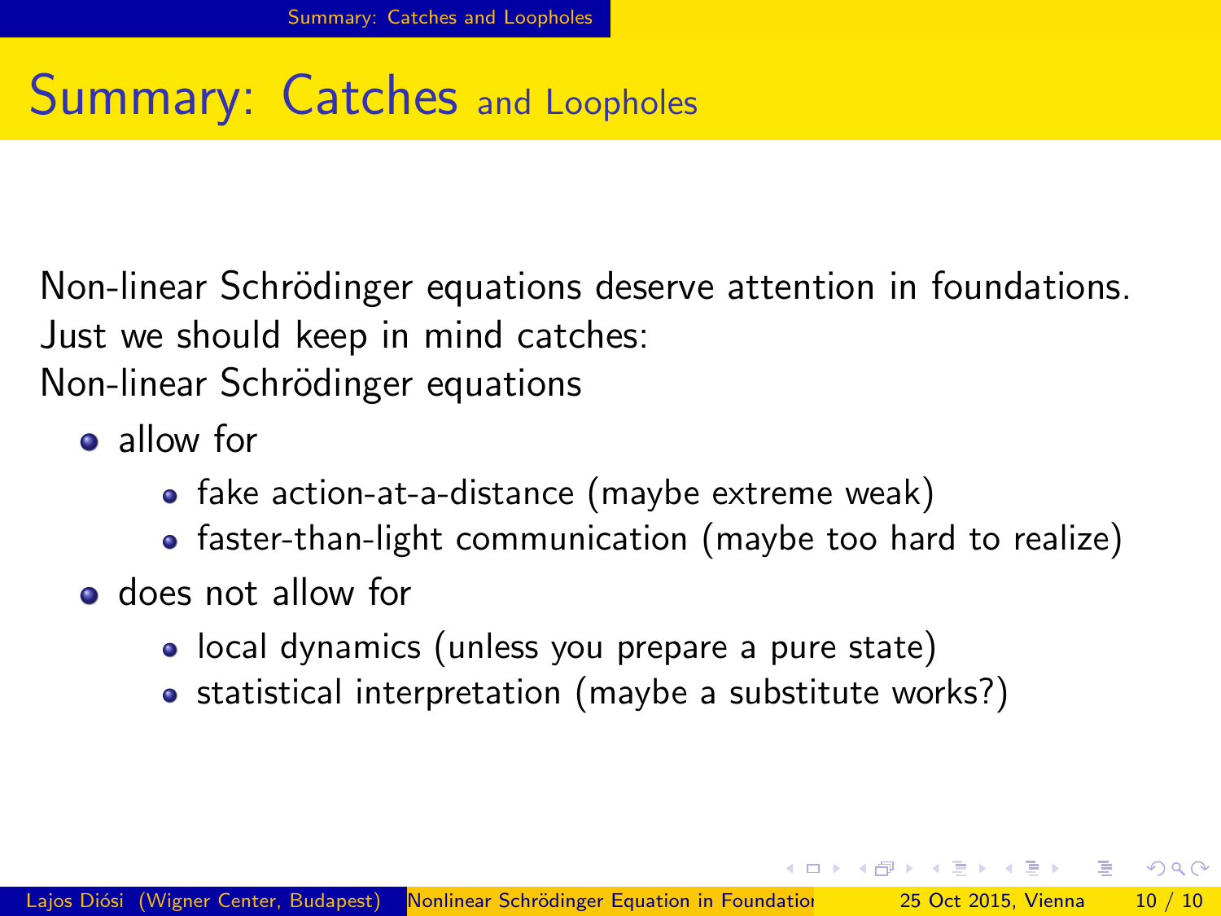# Summary: Catches and Loopholes

Non-linear Schrödinger equations deserve attention in foundations.
Just we should keep in mind catches:
Non-linear Schrödinger equations

- allow for
  - fake action-at-a-distance (maybe extreme weak)
  - faster-than-light communication (maybe too hard to realize)
- does not allow for
  - local dynamics (unless you prepare a pure state)
  - statistical interpretation (maybe a substitute works?)